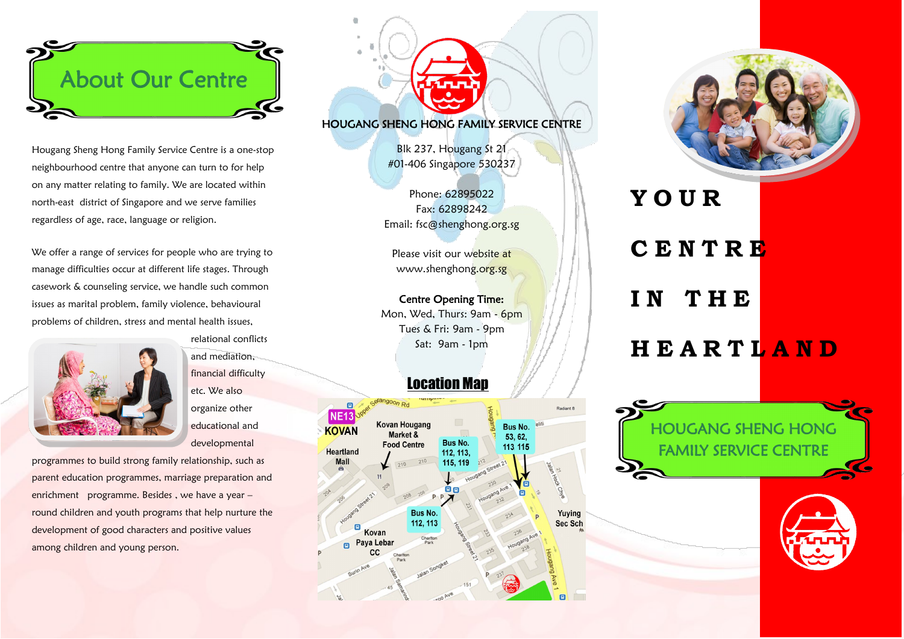## About Our Centre

Hougang Sheng Hong Family Service Centre is a one-stop neighbourhood centre that anyone can turn to for help on any matter relating to family. We are located within north-east district of Singapore and we serve families regardless of age, race, language or religion.

We offer a range of services for people who are trying to manage difficulties occur at different life stages. Through casework & counseling service, we handle such common issues as marital problem, family violence, behavioural problems of children, stress and mental health issues, relational conflicts and mediation, financial difficulty etc. We also organize other educational and developmental programmes to build strong family relationship, such as parent education programmes, marriage preparation and enrichment programme. Besides , we have a year – round children and youth programs that help nurture the development of good characters and positive values among children and young person.

HOUGANG SHENG HONG FAMILY SERVICE CENTRE

Blk 237, Hougang St 21
#01-406 Singapore 530237

Phone: 62895022
Fax: 62898242
Email: fsc@shenghong.org.sg

Please visit our website at
www.shenghong.org.sg

**Centre Opening Time:**
Mon, Wed, Thurs: 9am - 6pm
Tues & Fri: 9am - 9pm
Sat: 9am - 1pm

## Location Map

NE13 KOVAN
Heartland Mall
Kovan Hougang Market & Food Centre
Bus No. 112, 113, 115, 119
Bus No. 53, 62, 113 115
Bus No. 112, 113
Kovan Paya Lebar CC
Yuying Sec Sch
Upper Serangoon Rd
Hougang Street 21
Hougang Ave 1
Jalan Hock Chye
Surin Ave
Jalan Songket
Charlton Park

# YOUR CENTRE IN THE HEARTLAND

## HOUGANG SHENG HONG FAMILY SERVICE CENTRE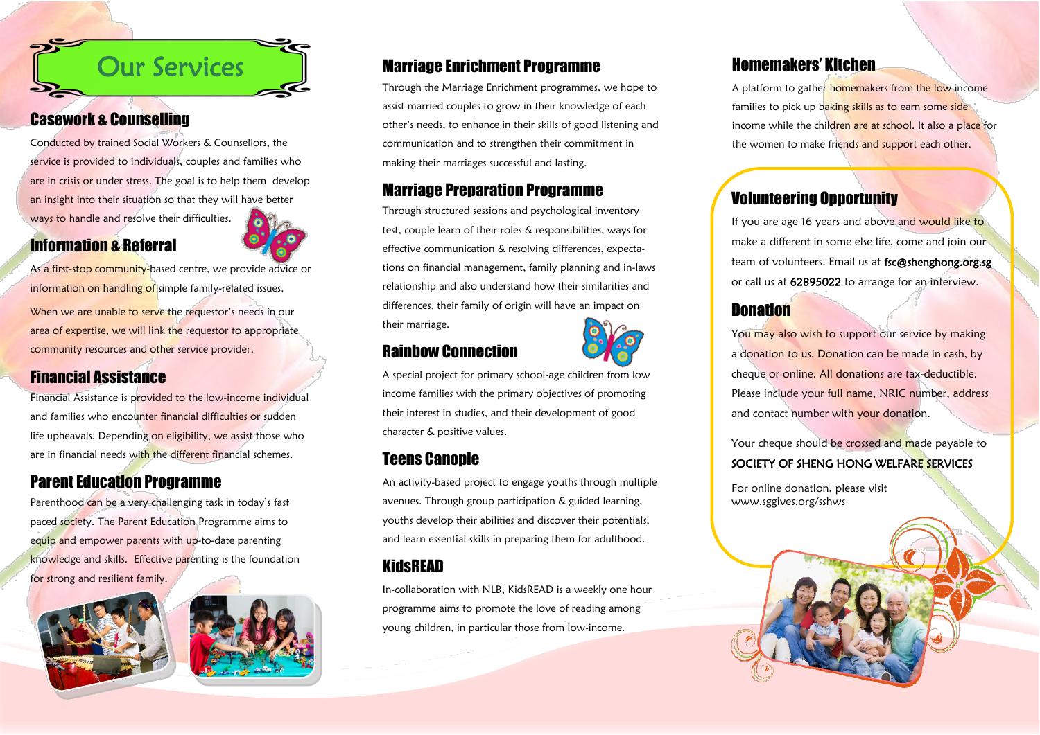# Our Services

## Casework & Counselling

Conducted by trained Social Workers & Counsellors, the service is provided to individuals, couples and families who are in crisis or under stress. The goal is to help them develop an insight into their situation so that they will have better ways to handle and resolve their difficulties.

## Information & Referral

As a first-stop community-based centre, we provide advice or information on handling of simple family-related issues.

When we are unable to serve the requestor's needs in our area of expertise, we will link the requestor to appropriate community resources and other service provider.

## Financial Assistance

Financial Assistance is provided to the low-income individual and families who encounter financial difficulties or sudden life upheavals. Depending on eligibility, we assist those who are in financial needs with the different financial schemes.

## Parent Education Programme

Parenthood can be a very challenging task in today's fast paced society. The Parent Education Programme aims to equip and empower parents with up-to-date parenting knowledge and skills. Effective parenting is the foundation for strong and resilient family.

## Marriage Enrichment Programme

Through the Marriage Enrichment programmes, we hope to assist married couples to grow in their knowledge of each other's needs, to enhance in their skills of good listening and communication and to strengthen their commitment in making their marriages successful and lasting.

## Marriage Preparation Programme

Through structured sessions and psychological inventory test, couple learn of their roles & responsibilities, ways for effective communication & resolving differences, expectations on financial management, family planning and in-laws relationship and also understand how their similarities and differences, their family of origin will have an impact on their marriage.

## Rainbow Connection

A special project for primary school-age children from low income families with the primary objectives of promoting their interest in studies, and their development of good character & positive values.

## Teens Canopie

An activity-based project to engage youths through multiple avenues. Through group participation & guided learning, youths develop their abilities and discover their potentials, and learn essential skills in preparing them for adulthood.

## KidsREAD

In-collaboration with NLB, KidsREAD is a weekly one hour programme aims to promote the love of reading among young children, in particular those from low-income.

## Homemakers' Kitchen

A platform to gather homemakers from the low income families to pick up baking skills as to earn some side income while the children are at school. It also a place for the women to make friends and support each other.

## Volunteering Opportunity

If you are age 16 years and above and would like to make a different in some else life, come and join our team of volunteers. Email us at **fsc@shenghong.org.sg** or call us at **62895022** to arrange for an interview.

## Donation

You may also wish to support our service by making a donation to us. Donation can be made in cash, by cheque or online. All donations are tax-deductible. Please include your full name, NRIC number, address and contact number with your donation.

Your cheque should be crossed and made payable to
SOCIETY OF SHENG HONG WELFARE SERVICES

For online donation, please visit
www.sggives.org/sshws